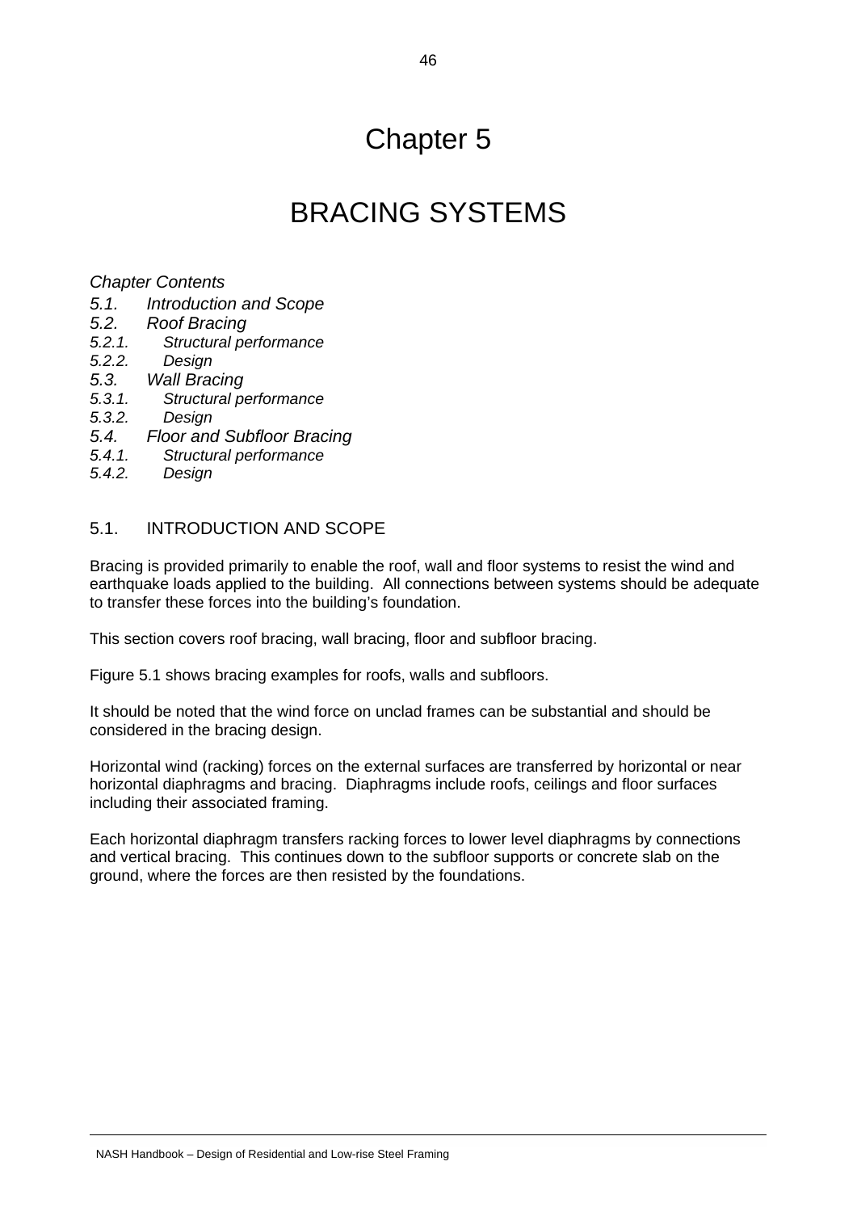# Chapter 5

# BRACING SYSTEMS

*Chapter Contents*

*5.1. Introduction and Scope*
*5.2. Roof Bracing*
*5.2.1. Structural performance*
*5.2.2. Design*
*5.3. Wall Bracing*
*5.3.1. Structural performance*
*5.3.2. Design*
*5.4. Floor and Subfloor Bracing*
*5.4.1. Structural performance*
*5.4.2. Design*

## 5.1. INTRODUCTION AND SCOPE

Bracing is provided primarily to enable the roof, wall and floor systems to resist the wind and earthquake loads applied to the building. All connections between systems should be adequate to transfer these forces into the building's foundation.

This section covers roof bracing, wall bracing, floor and subfloor bracing.

Figure 5.1 shows bracing examples for roofs, walls and subfloors.

It should be noted that the wind force on unclad frames can be substantial and should be considered in the bracing design.

Horizontal wind (racking) forces on the external surfaces are transferred by horizontal or near horizontal diaphragms and bracing. Diaphragms include roofs, ceilings and floor surfaces including their associated framing.

Each horizontal diaphragm transfers racking forces to lower level diaphragms by connections and vertical bracing. This continues down to the subfloor supports or concrete slab on the ground, where the forces are then resisted by the foundations.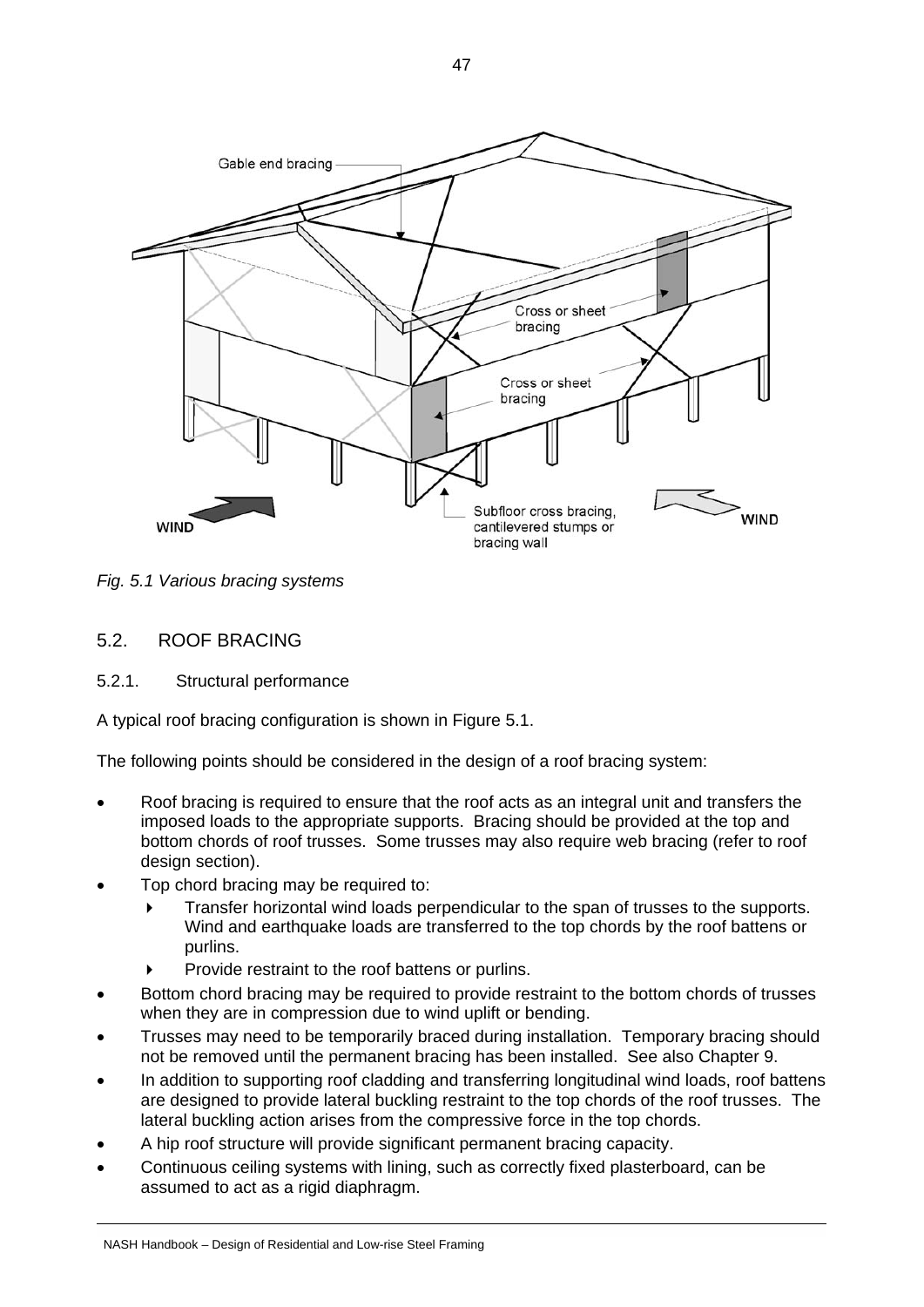*Fig. 5.1 Various bracing systems*

## 5.2. ROOF BRACING

### 5.2.1. Structural performance

A typical roof bracing configuration is shown in Figure 5.1.

The following points should be considered in the design of a roof bracing system:

- Roof bracing is required to ensure that the roof acts as an integral unit and transfers the imposed loads to the appropriate supports. Bracing should be provided at the top and bottom chords of roof trusses. Some trusses may also require web bracing (refer to roof design section).
- Top chord bracing may be required to:
  - Transfer horizontal wind loads perpendicular to the span of trusses to the supports. Wind and earthquake loads are transferred to the top chords by the roof battens or purlins.
  - Provide restraint to the roof battens or purlins.
- Bottom chord bracing may be required to provide restraint to the bottom chords of trusses when they are in compression due to wind uplift or bending.
- Trusses may need to be temporarily braced during installation. Temporary bracing should not be removed until the permanent bracing has been installed. See also Chapter 9.
- In addition to supporting roof cladding and transferring longitudinal wind loads, roof battens are designed to provide lateral buckling restraint to the top chords of the roof trusses. The lateral buckling action arises from the compressive force in the top chords.
- A hip roof structure will provide significant permanent bracing capacity.
- Continuous ceiling systems with lining, such as correctly fixed plasterboard, can be assumed to act as a rigid diaphragm.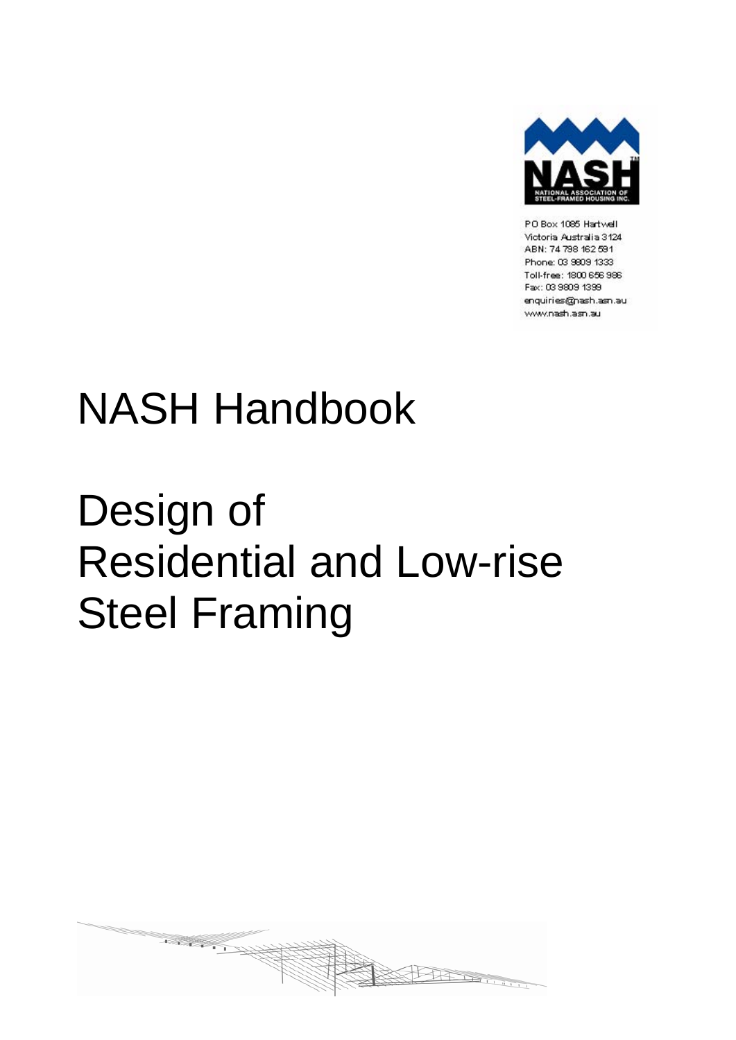P O Box 1085 Hartwell
Victoria Australia 3124
ABN: 74 798 162 591
Phone: 03 9809 1333
Toll-free: 1800 656 986
Fax: 03 9809 1399
enquiries@nash.asn.au
www.nash.asn.au

# NASH Handbook

# Design of Residential and Low-rise Steel Framing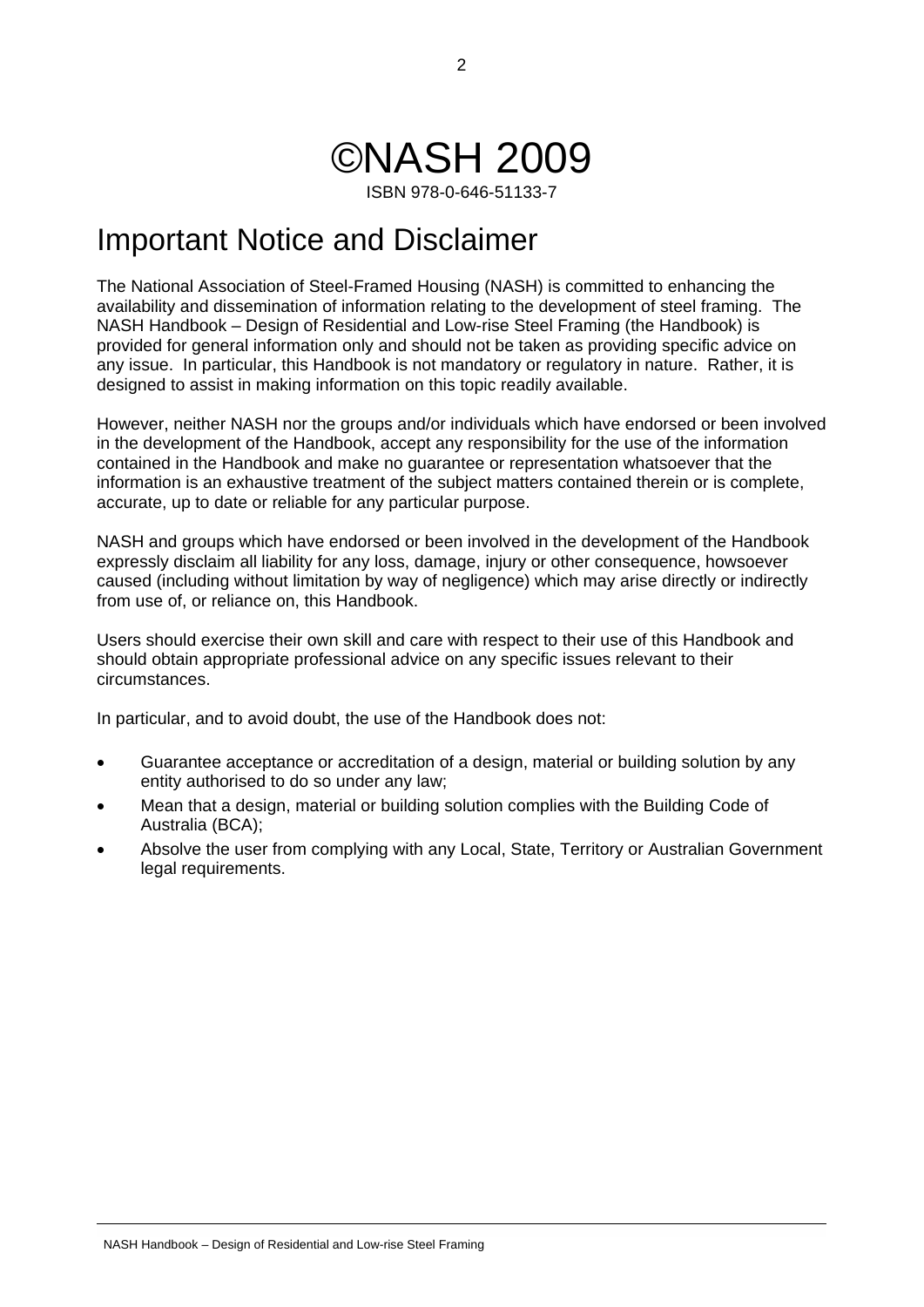# ©NASH 2009

ISBN 978-0-646-51133-7

## Important Notice and Disclaimer

The National Association of Steel-Framed Housing (NASH) is committed to enhancing the availability and dissemination of information relating to the development of steel framing. The NASH Handbook – Design of Residential and Low-rise Steel Framing (the Handbook) is provided for general information only and should not be taken as providing specific advice on any issue. In particular, this Handbook is not mandatory or regulatory in nature. Rather, it is designed to assist in making information on this topic readily available.

However, neither NASH nor the groups and/or individuals which have endorsed or been involved in the development of the Handbook, accept any responsibility for the use of the information contained in the Handbook and make no guarantee or representation whatsoever that the information is an exhaustive treatment of the subject matters contained therein or is complete, accurate, up to date or reliable for any particular purpose.

NASH and groups which have endorsed or been involved in the development of the Handbook expressly disclaim all liability for any loss, damage, injury or other consequence, howsoever caused (including without limitation by way of negligence) which may arise directly or indirectly from use of, or reliance on, this Handbook.

Users should exercise their own skill and care with respect to their use of this Handbook and should obtain appropriate professional advice on any specific issues relevant to their circumstances.

In particular, and to avoid doubt, the use of the Handbook does not:

- Guarantee acceptance or accreditation of a design, material or building solution by any entity authorised to do so under any law;
- Mean that a design, material or building solution complies with the Building Code of Australia (BCA);
- Absolve the user from complying with any Local, State, Territory or Australian Government legal requirements.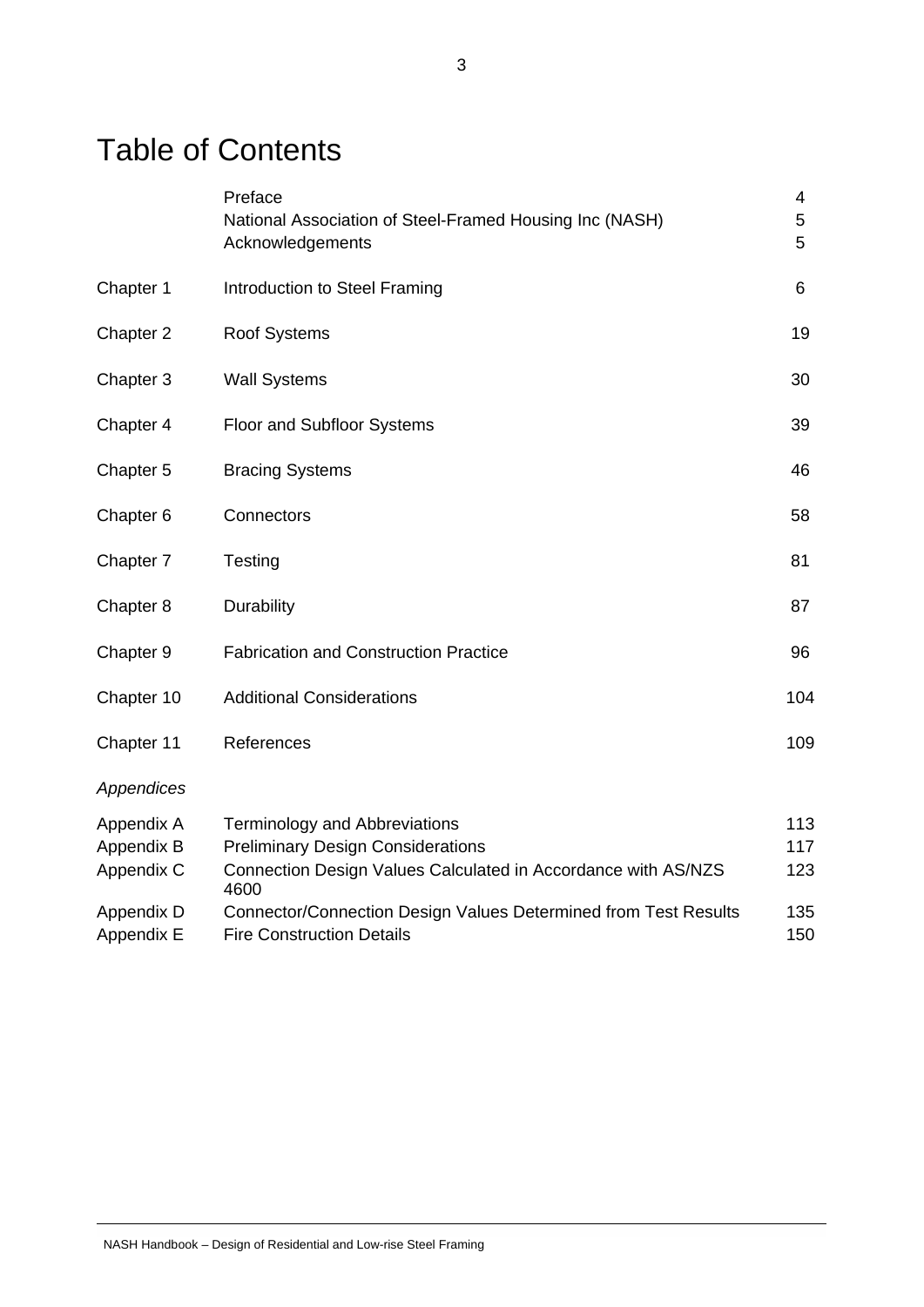# Table of Contents

| | | |
|---|---|---|
| | Preface | 4 |
| | National Association of Steel-Framed Housing Inc (NASH) | 5 |
| | Acknowledgements | 5 |
| Chapter 1 | Introduction to Steel Framing | 6 |
| Chapter 2 | Roof Systems | 19 |
| Chapter 3 | Wall Systems | 30 |
| Chapter 4 | Floor and Subfloor Systems | 39 |
| Chapter 5 | Bracing Systems | 46 |
| Chapter 6 | Connectors | 58 |
| Chapter 7 | Testing | 81 |
| Chapter 8 | Durability | 87 |
| Chapter 9 | Fabrication and Construction Practice | 96 |
| Chapter 10 | Additional Considerations | 104 |
| Chapter 11 | References | 109 |
| *Appendices* | | |
| Appendix A | Terminology and Abbreviations | 113 |
| Appendix B | Preliminary Design Considerations | 117 |
| Appendix C | Connection Design Values Calculated in Accordance with AS/NZS 4600 | 123 |
| Appendix D | Connector/Connection Design Values Determined from Test Results | 135 |
| Appendix E | Fire Construction Details | 150 |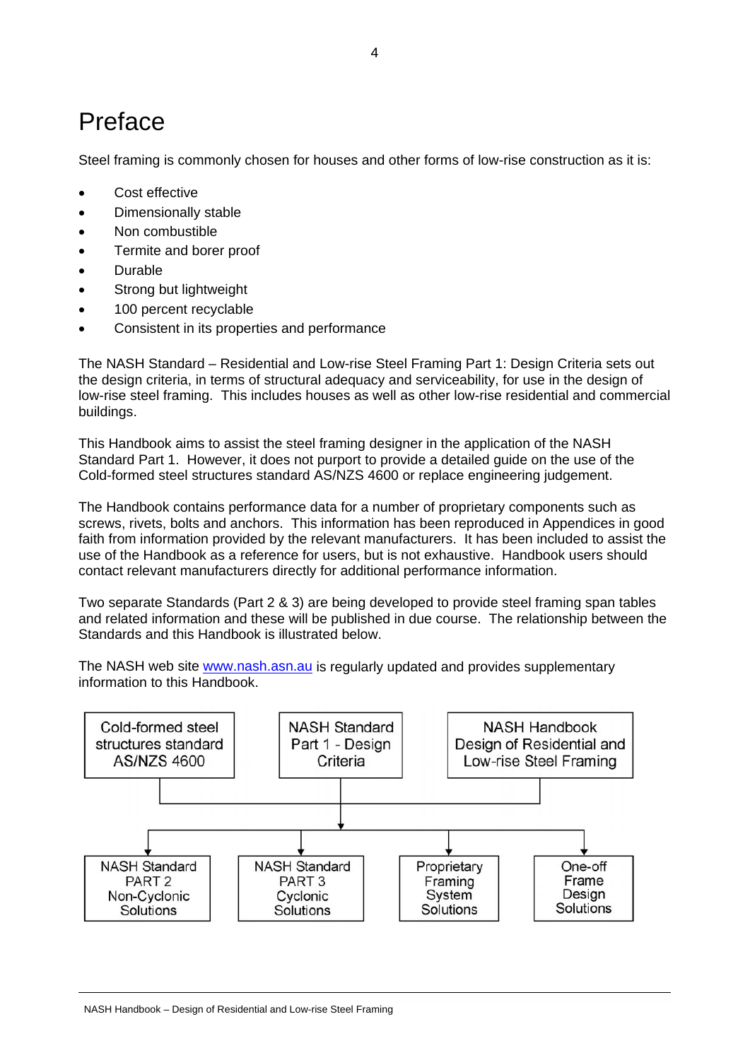# Preface

Steel framing is commonly chosen for houses and other forms of low-rise construction as it is:

- Cost effective
- Dimensionally stable
- Non combustible
- Termite and borer proof
- Durable
- Strong but lightweight
- 100 percent recyclable
- Consistent in its properties and performance

The NASH Standard – Residential and Low-rise Steel Framing Part 1: Design Criteria sets out the design criteria, in terms of structural adequacy and serviceability, for use in the design of low-rise steel framing. This includes houses as well as other low-rise residential and commercial buildings.

This Handbook aims to assist the steel framing designer in the application of the NASH Standard Part 1. However, it does not purport to provide a detailed guide on the use of the Cold-formed steel structures standard AS/NZS 4600 or replace engineering judgement.

The Handbook contains performance data for a number of proprietary components such as screws, rivets, bolts and anchors. This information has been reproduced in Appendices in good faith from information provided by the relevant manufacturers. It has been included to assist the use of the Handbook as a reference for users, but is not exhaustive. Handbook users should contact relevant manufacturers directly for additional performance information.

Two separate Standards (Part 2 & 3) are being developed to provide steel framing span tables and related information and these will be published in due course. The relationship between the Standards and this Handbook is illustrated below.

The NASH web site [www.nash.asn.au](http://www.nash.asn.au) is regularly updated and provides supplementary information to this Handbook.

Cold-formed steel structures standard AS/NZS 4600

NASH Standard Part 1 - Design Criteria

NASH Handbook Design of Residential and Low-rise Steel Framing

NASH Standard PART 2 Non-Cyclonic Solutions

NASH Standard PART 3 Cyclonic Solutions

Proprietary Framing System Solutions

One-off Frame Design Solutions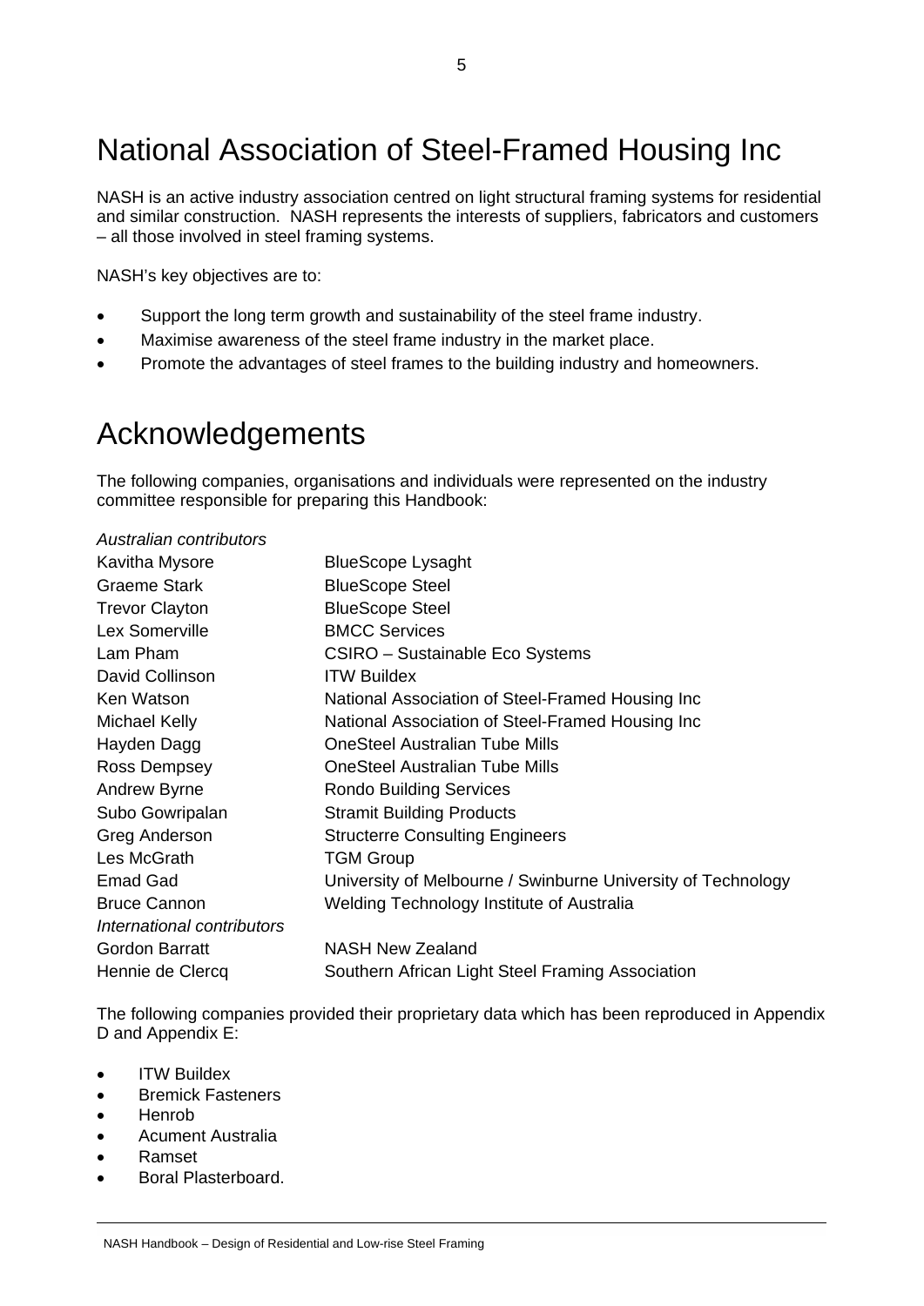# National Association of Steel-Framed Housing Inc

NASH is an active industry association centred on light structural framing systems for residential and similar construction. NASH represents the interests of suppliers, fabricators and customers – all those involved in steel framing systems.

NASH's key objectives are to:

- Support the long term growth and sustainability of the steel frame industry.
- Maximise awareness of the steel frame industry in the market place.
- Promote the advantages of steel frames to the building industry and homeowners.

# Acknowledgements

The following companies, organisations and individuals were represented on the industry committee responsible for preparing this Handbook:

| | |
|---|---|
| *Australian contributors* | |
| Kavitha Mysore | BlueScope Lysaght |
| Graeme Stark | BlueScope Steel |
| Trevor Clayton | BlueScope Steel |
| Lex Somerville | BMCC Services |
| Lam Pham | CSIRO – Sustainable Eco Systems |
| David Collinson | ITW Buildex |
| Ken Watson | National Association of Steel-Framed Housing Inc |
| Michael Kelly | National Association of Steel-Framed Housing Inc |
| Hayden Dagg | OneSteel Australian Tube Mills |
| Ross Dempsey | OneSteel Australian Tube Mills |
| Andrew Byrne | Rondo Building Services |
| Subo Gowripalan | Stramit Building Products |
| Greg Anderson | Structerre Consulting Engineers |
| Les McGrath | TGM Group |
| Emad Gad | University of Melbourne / Swinburne University of Technology |
| Bruce Cannon | Welding Technology Institute of Australia |
| *International contributors* | |
| Gordon Barratt | NASH New Zealand |
| Hennie de Clercq | Southern African Light Steel Framing Association |

The following companies provided their proprietary data which has been reproduced in Appendix D and Appendix E:

- ITW Buildex
- Bremick Fasteners
- Henrob
- Acument Australia
- Ramset
- Boral Plasterboard.